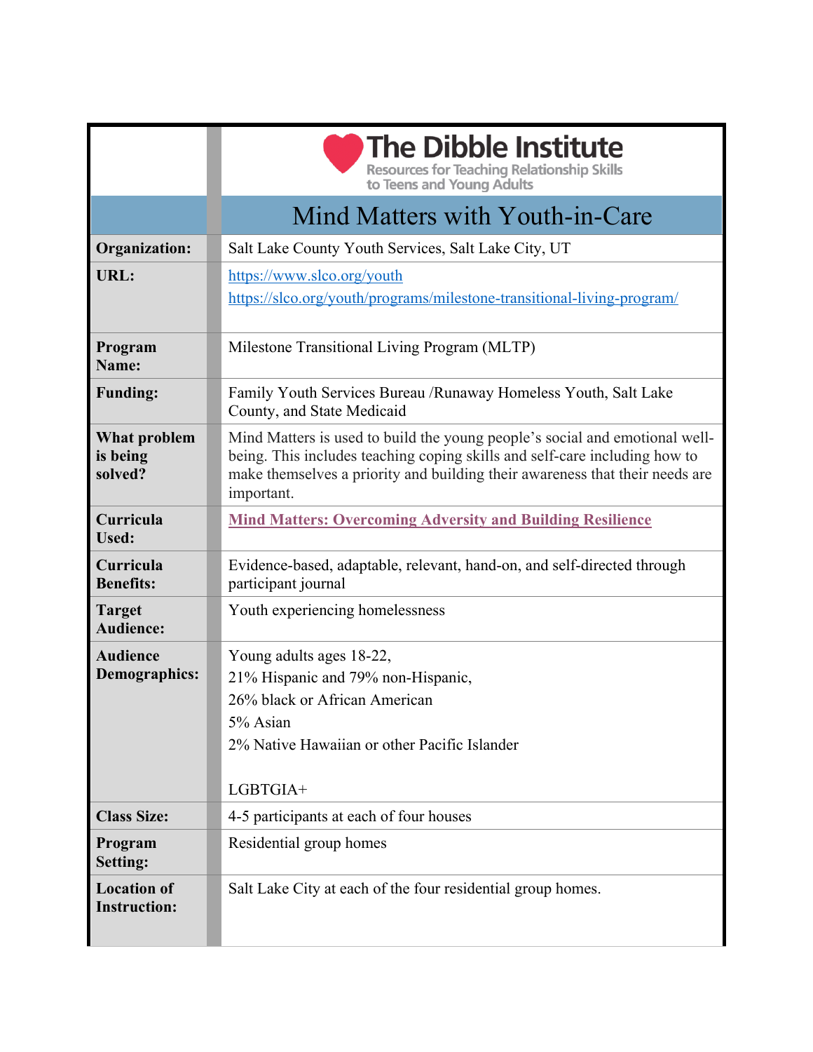**The Dibble Institute**
Resources for Teaching Relationship Skills to Teens and Young Adults

# Mind Matters with Youth-in-Care

| | |
|---|---|
| **Organization:** | Salt Lake County Youth Services, Salt Lake City, UT |
| **URL:** | https://www.slco.org/youth<br>https://slco.org/youth/programs/milestone-transitional-living-program/ |
| **Program Name:** | Milestone Transitional Living Program (MLTP) |
| **Funding:** | Family Youth Services Bureau /Runaway Homeless Youth, Salt Lake County, and State Medicaid |
| **What problem is being solved?** | Mind Matters is used to build the young people's social and emotional well-being. This includes teaching coping skills and self-care including how to make themselves a priority and building their awareness that their needs are important. |
| **Curricula Used:** | **Mind Matters: Overcoming Adversity and Building Resilience** |
| **Curricula Benefits:** | Evidence-based, adaptable, relevant, hand-on, and self-directed through participant journal |
| **Target Audience:** | Youth experiencing homelessness |
| **Audience Demographics:** | Young adults ages 18-22,<br>21% Hispanic and 79% non-Hispanic,<br>26% black or African American<br>5% Asian<br>2% Native Hawaiian or other Pacific Islander<br><br>LGBTGIA+ |
| **Class Size:** | 4-5 participants at each of four houses |
| **Program Setting:** | Residential group homes |
| **Location of Instruction:** | Salt Lake City at each of the four residential group homes. |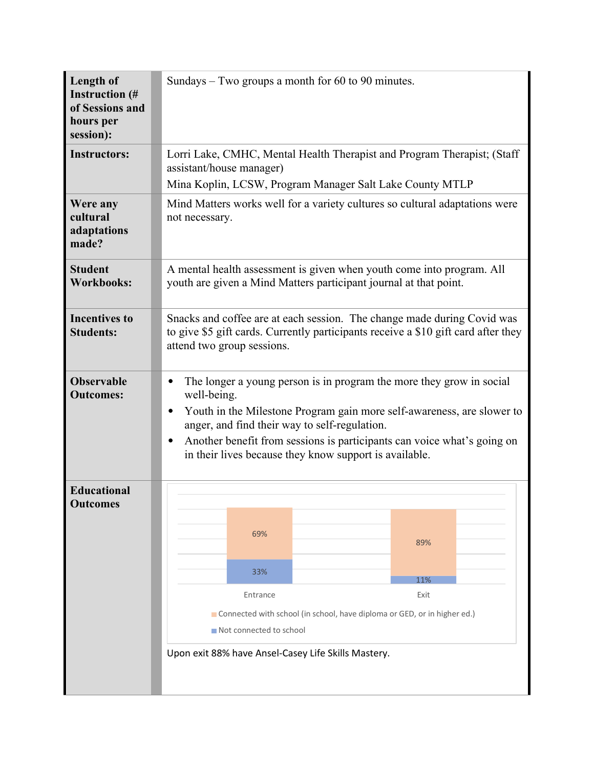| | |
|---|---|
| **Length of Instruction (# of Sessions and hours per session):** | Sundays – Two groups a month for 60 to 90 minutes. |
| **Instructors:** | Lorri Lake, CMHC, Mental Health Therapist and Program Therapist; (Staff assistant/house manager)<br>Mina Koplin, LCSW, Program Manager Salt Lake County MTLP |
| **Were any cultural adaptations made?** | Mind Matters works well for a variety cultures so cultural adaptations were not necessary. |
| **Student Workbooks:** | A mental health assessment is given when youth come into program. All youth are given a Mind Matters participant journal at that point. |
| **Incentives to Students:** | Snacks and coffee are at each session. The change made during Covid was to give $5 gift cards. Currently participants receive a $10 gift card after they attend two group sessions. |
| **Observable Outcomes:** | • The longer a young person is in program the more they grow in social well-being.<br>• Youth in the Milestone Program gain more self-awareness, are slower to anger, and find their way to self-regulation.<br>• Another benefit from sessions is participants can voice what's going on in their lives because they know support is available. |
| **Educational Outcomes** | Entrance: Connected with school 69%, Not connected to school 33%<br>Exit: Connected with school 89%, Not connected to school 11%<br>Legend: Connected with school (in school, have diploma or GED, or in higher ed.); Not connected to school<br>Upon exit 88% have Ansel-Casey Life Skills Mastery. |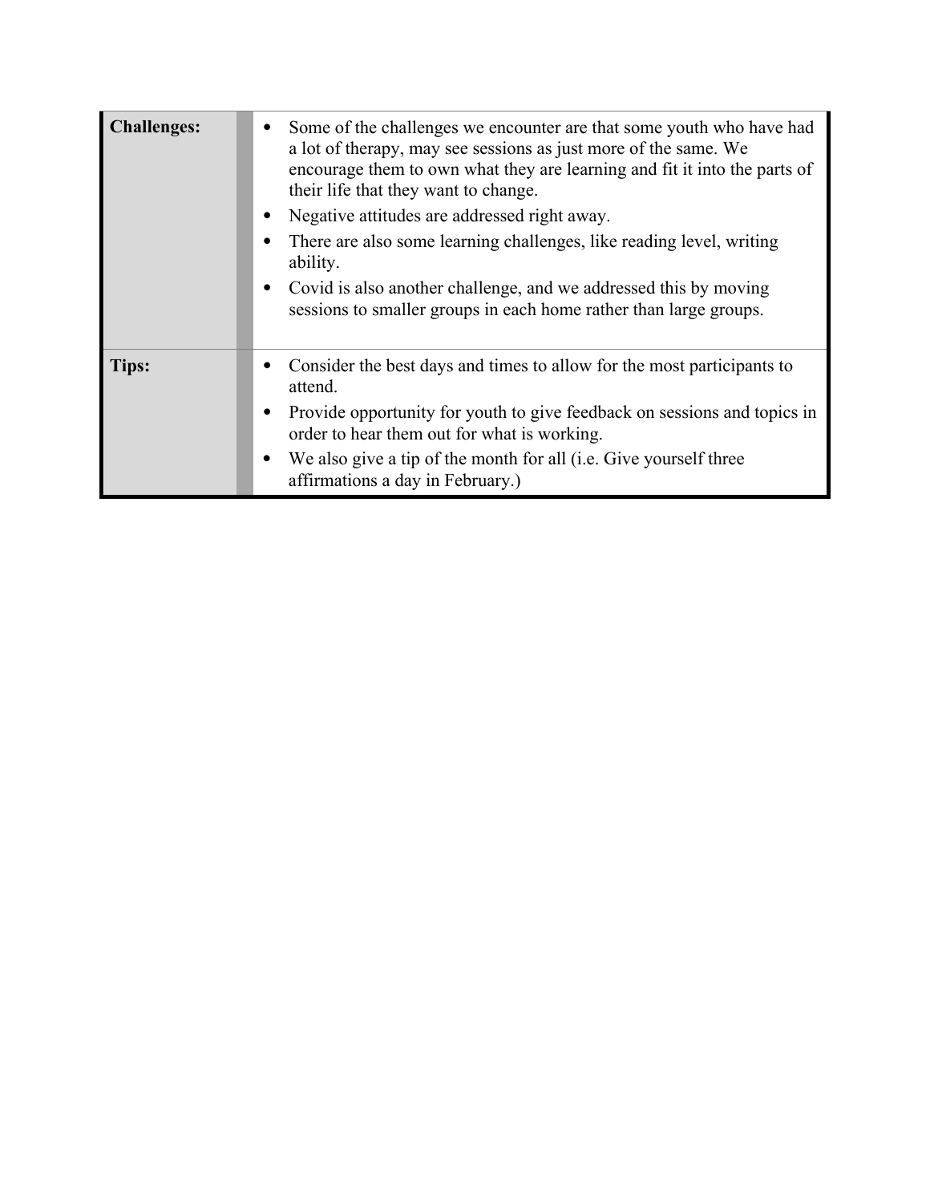| | |
|---|---|
| **Challenges:** | • Some of the challenges we encounter are that some youth who have had a lot of therapy, may see sessions as just more of the same. We encourage them to own what they are learning and fit it into the parts of their life that they want to change.<br>• Negative attitudes are addressed right away.<br>• There are also some learning challenges, like reading level, writing ability.<br>• Covid is also another challenge, and we addressed this by moving sessions to smaller groups in each home rather than large groups. |
| **Tips:** | • Consider the best days and times to allow for the most participants to attend.<br>• Provide opportunity for youth to give feedback on sessions and topics in order to hear them out for what is working.<br>• We also give a tip of the month for all (i.e. Give yourself three affirmations a day in February.) |